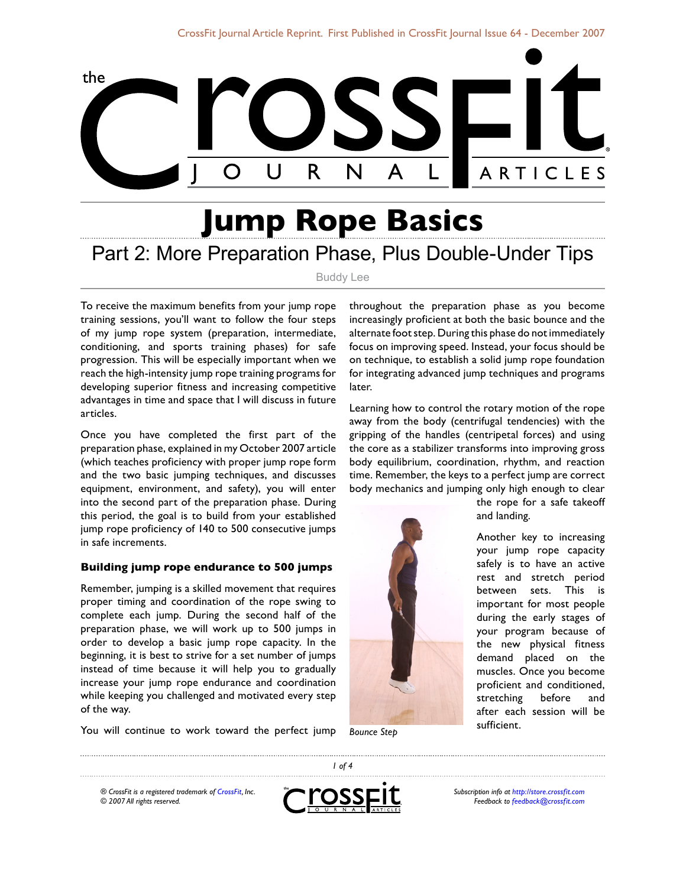# Jump Rope Basics

## Part 2: More Preparation Phase, Plus Double-Under Tips

Buddy Lee

To receive the maximum benefits from your jump rope training sessions, you'll want to follow the four steps of my jump rope system (preparation, intermediate, conditioning, and sports training phases) for safe progression. This will be especially important when we reach the high-intensity jump rope training programs for developing superior fitness and increasing competitive advantages in time and space that I will discuss in future articles.

Once you have completed the first part of the preparation phase, explained in my October 2007 article (which teaches proficiency with proper jump rope form and the two basic jumping techniques, and discusses equipment, environment, and safety), you will enter into the second part of the preparation phase. During this period, the goal is to build from your established jump rope proficiency of 140 to 500 consecutive jumps in safe increments.

### Building jump rope endurance to 500 jumps

Remember, jumping is a skilled movement that requires proper timing and coordination of the rope swing to complete each jump. During the second half of the preparation phase, we will work up to 500 jumps in order to develop a basic jump rope capacity. In the beginning, it is best to strive for a set number of jumps instead of time because it will help you to gradually increase your jump rope endurance and coordination while keeping you challenged and motivated every step of the way.

You will continue to work toward the perfect jump throughout the preparation phase as you become increasingly proficient at both the basic bounce and the alternate foot step. During this phase do not immediately focus on improving speed. Instead, your focus should be on technique, to establish a solid jump rope foundation for integrating advanced jump techniques and programs later.

Learning how to control the rotary motion of the rope away from the body (centrifugal tendencies) with the gripping of the handles (centripetal forces) and using the core as a stabilizer transforms into improving gross body equilibrium, coordination, rhythm, and reaction time. Remember, the keys to a perfect jump are correct body mechanics and jumping only high enough to clear the rope for a safe takeoff and landing.

*Bounce Step*

Another key to increasing your jump rope capacity safely is to have an active rest and stretch period between sets. This is important for most people during the early stages of your program because of the new physical fitness demand placed on the muscles. Once you become proficient and conditioned, stretching before and after each session will be sufficient.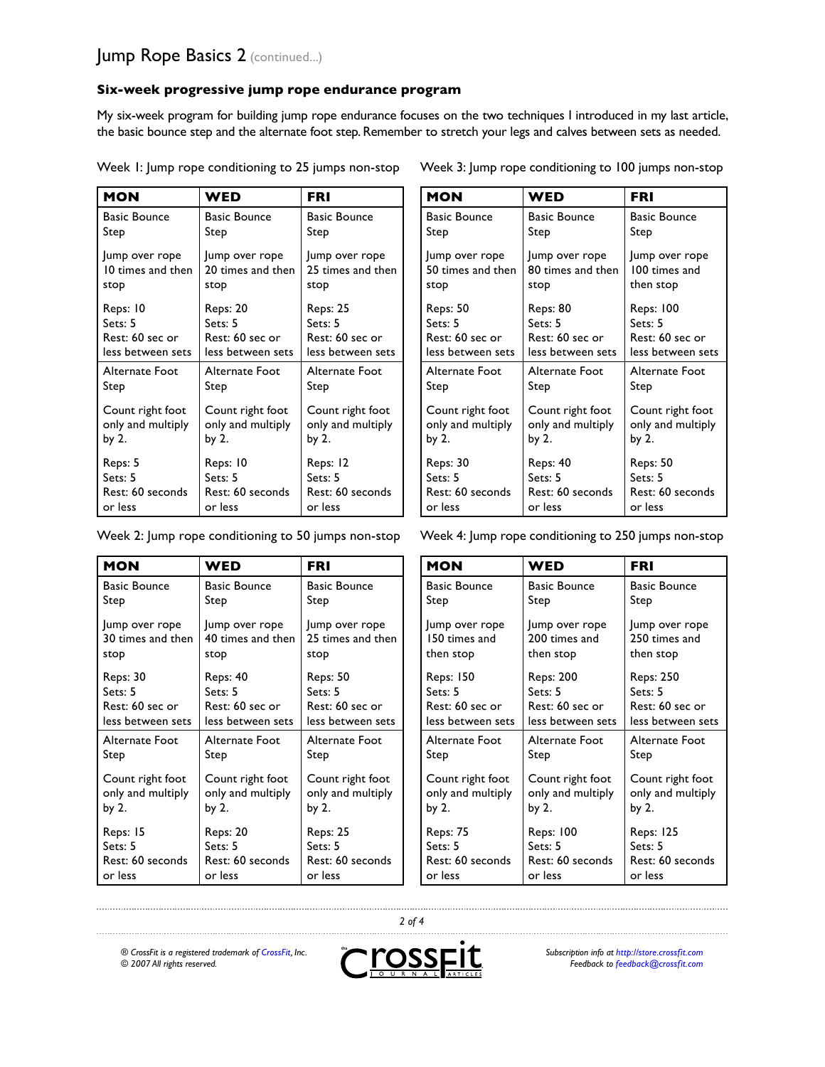## Jump Rope Basics 2 (continued...)

### Six-week progressive jump rope endurance program

My six-week program for building jump rope endurance focuses on the two techniques I introduced in my last article, the basic bounce step and the alternate foot step. Remember to stretch your legs and calves between sets as needed.

Week 1: Jump rope conditioning to 25 jumps non-stop

| MON | WED | FRI |
|---|---|---|
| Basic Bounce Step<br><br>Jump over rope 10 times and then stop<br><br>Reps: 10<br>Sets: 5<br>Rest: 60 sec or less between sets | Basic Bounce Step<br><br>Jump over rope 20 times and then stop<br><br>Reps: 20<br>Sets: 5<br>Rest: 60 sec or less between sets | Basic Bounce Step<br><br>Jump over rope 25 times and then stop<br><br>Reps: 25<br>Sets: 5<br>Rest: 60 sec or less between sets |
| Alternate Foot Step<br><br>Count right foot only and multiply by 2.<br><br>Reps: 5<br>Sets: 5<br>Rest: 60 seconds or less | Alternate Foot Step<br><br>Count right foot only and multiply by 2.<br><br>Reps: 10<br>Sets: 5<br>Rest: 60 seconds or less | Alternate Foot Step<br><br>Count right foot only and multiply by 2.<br><br>Reps: 12<br>Sets: 5<br>Rest: 60 seconds or less |

Week 2: Jump rope conditioning to 50 jumps non-stop

| MON | WED | FRI |
|---|---|---|
| Basic Bounce Step<br><br>Jump over rope 30 times and then stop<br><br>Reps: 30<br>Sets: 5<br>Rest: 60 sec or less between sets | Basic Bounce Step<br><br>Jump over rope 40 times and then stop<br><br>Reps: 40<br>Sets: 5<br>Rest: 60 sec or less between sets | Basic Bounce Step<br><br>Jump over rope 25 times and then stop<br><br>Reps: 50<br>Sets: 5<br>Rest: 60 sec or less between sets |
| Alternate Foot Step<br><br>Count right foot only and multiply by 2.<br><br>Reps: 15<br>Sets: 5<br>Rest: 60 seconds or less | Alternate Foot Step<br><br>Count right foot only and multiply by 2.<br><br>Reps: 20<br>Sets: 5<br>Rest: 60 seconds or less | Alternate Foot Step<br><br>Count right foot only and multiply by 2.<br><br>Reps: 25<br>Sets: 5<br>Rest: 60 seconds or less |

Week 3: Jump rope conditioning to 100 jumps non-stop

| MON | WED | FRI |
|---|---|---|
| Basic Bounce Step<br><br>Jump over rope 50 times and then stop<br><br>Reps: 50<br>Sets: 5<br>Rest: 60 sec or less between sets | Basic Bounce Step<br><br>Jump over rope 80 times and then stop<br><br>Reps: 80<br>Sets: 5<br>Rest: 60 sec or less between sets | Basic Bounce Step<br><br>Jump over rope 100 times and then stop<br><br>Reps: 100<br>Sets: 5<br>Rest: 60 sec or less between sets |
| Alternate Foot Step<br><br>Count right foot only and multiply by 2.<br><br>Reps: 30<br>Sets: 5<br>Rest: 60 seconds or less | Alternate Foot Step<br><br>Count right foot only and multiply by 2.<br><br>Reps: 40<br>Sets: 5<br>Rest: 60 seconds or less | Alternate Foot Step<br><br>Count right foot only and multiply by 2.<br><br>Reps: 50<br>Sets: 5<br>Rest: 60 seconds or less |

Week 4: Jump rope conditioning to 250 jumps non-stop

| MON | WED | FRI |
|---|---|---|
| Basic Bounce Step<br><br>Jump over rope 150 times and then stop<br><br>Reps: 150<br>Sets: 5<br>Rest: 60 sec or less between sets | Basic Bounce Step<br><br>Jump over rope 200 times and then stop<br><br>Reps: 200<br>Sets: 5<br>Rest: 60 sec or less between sets | Basic Bounce Step<br><br>Jump over rope 250 times and then stop<br><br>Reps: 250<br>Sets: 5<br>Rest: 60 sec or less between sets |
| Alternate Foot Step<br><br>Count right foot only and multiply by 2.<br><br>Reps: 75<br>Sets: 5<br>Rest: 60 seconds or less | Alternate Foot Step<br><br>Count right foot only and multiply by 2.<br><br>Reps: 100<br>Sets: 5<br>Rest: 60 seconds or less | Alternate Foot Step<br><br>Count right foot only and multiply by 2.<br><br>Reps: 125<br>Sets: 5<br>Rest: 60 seconds or less |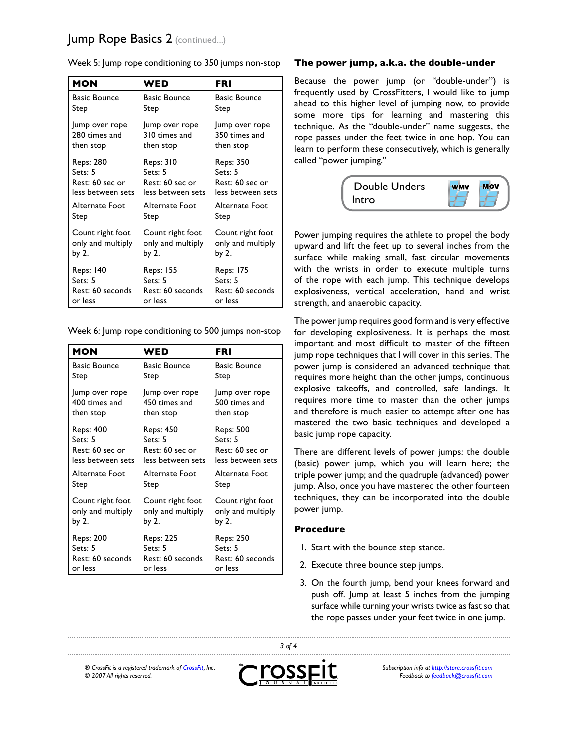Week 5: Jump rope conditioning to 350 jumps non-stop

| MON | WED | FRI |
|---|---|---|
| Basic Bounce Step | Basic Bounce Step | Basic Bounce Step |
| Jump over rope 280 times and then stop | Jump over rope 310 times and then stop | Jump over rope 350 times and then stop |
| Reps: 280<br>Sets: 5<br>Rest: 60 sec or less between sets | Reps: 310<br>Sets: 5<br>Rest: 60 sec or less between sets | Reps: 350<br>Sets: 5<br>Rest: 60 sec or less between sets |
| Alternate Foot Step | Alternate Foot Step | Alternate Foot Step |
| Count right foot only and multiply by 2. | Count right foot only and multiply by 2. | Count right foot only and multiply by 2. |
| Reps: 140<br>Sets: 5<br>Rest: 60 seconds or less | Reps: 155<br>Sets: 5<br>Rest: 60 seconds or less | Reps: 175<br>Sets: 5<br>Rest: 60 seconds or less |

Week 6: Jump rope conditioning to 500 jumps non-stop

| MON | WED | FRI |
|---|---|---|
| Basic Bounce Step | Basic Bounce Step | Basic Bounce Step |
| Jump over rope 400 times and then stop | Jump over rope 450 times and then stop | Jump over rope 500 times and then stop |
| Reps: 400<br>Sets: 5<br>Rest: 60 sec or less between sets | Reps: 450<br>Sets: 5<br>Rest: 60 sec or less between sets | Reps: 500<br>Sets: 5<br>Rest: 60 sec or less between sets |
| Alternate Foot Step | Alternate Foot Step | Alternate Foot Step |
| Count right foot only and multiply by 2. | Count right foot only and multiply by 2. | Count right foot only and multiply by 2. |
| Reps: 200<br>Sets: 5<br>Rest: 60 seconds or less | Reps: 225<br>Sets: 5<br>Rest: 60 seconds or less | Reps: 250<br>Sets: 5<br>Rest: 60 seconds or less |

## The power jump, a.k.a. the double-under

Because the power jump (or "double-under") is frequently used by CrossFitters, I would like to jump ahead to this higher level of jumping now, to provide some more tips for learning and mastering this technique. As the "double-under" name suggests, the rope passes under the feet twice in one hop. You can learn to perform these consecutively, which is generally called "power jumping."

Double Unders Intro — WMV | MOV

Power jumping requires the athlete to propel the body upward and lift the feet up to several inches from the surface while making small, fast circular movements with the wrists in order to execute multiple turns of the rope with each jump. This technique develops explosiveness, vertical acceleration, hand and wrist strength, and anaerobic capacity.

The power jump requires good form and is very effective for developing explosiveness. It is perhaps the most important and most difficult to master of the fifteen jump rope techniques that I will cover in this series. The power jump is considered an advanced technique that requires more height than the other jumps, continuous explosive takeoffs, and controlled, safe landings. It requires more time to master than the other jumps and therefore is much easier to attempt after one has mastered the two basic techniques and developed a basic jump rope capacity.

There are different levels of power jumps: the double (basic) power jump, which you will learn here; the triple power jump; and the quadruple (advanced) power jump. Also, once you have mastered the other fourteen techniques, they can be incorporated into the double power jump.

### Procedure

1. Start with the bounce step stance.
2. Execute three bounce step jumps.
3. On the fourth jump, bend your knees forward and push off. Jump at least 5 inches from the jumping surface while turning your wrists twice as fast so that the rope passes under your feet twice in one jump.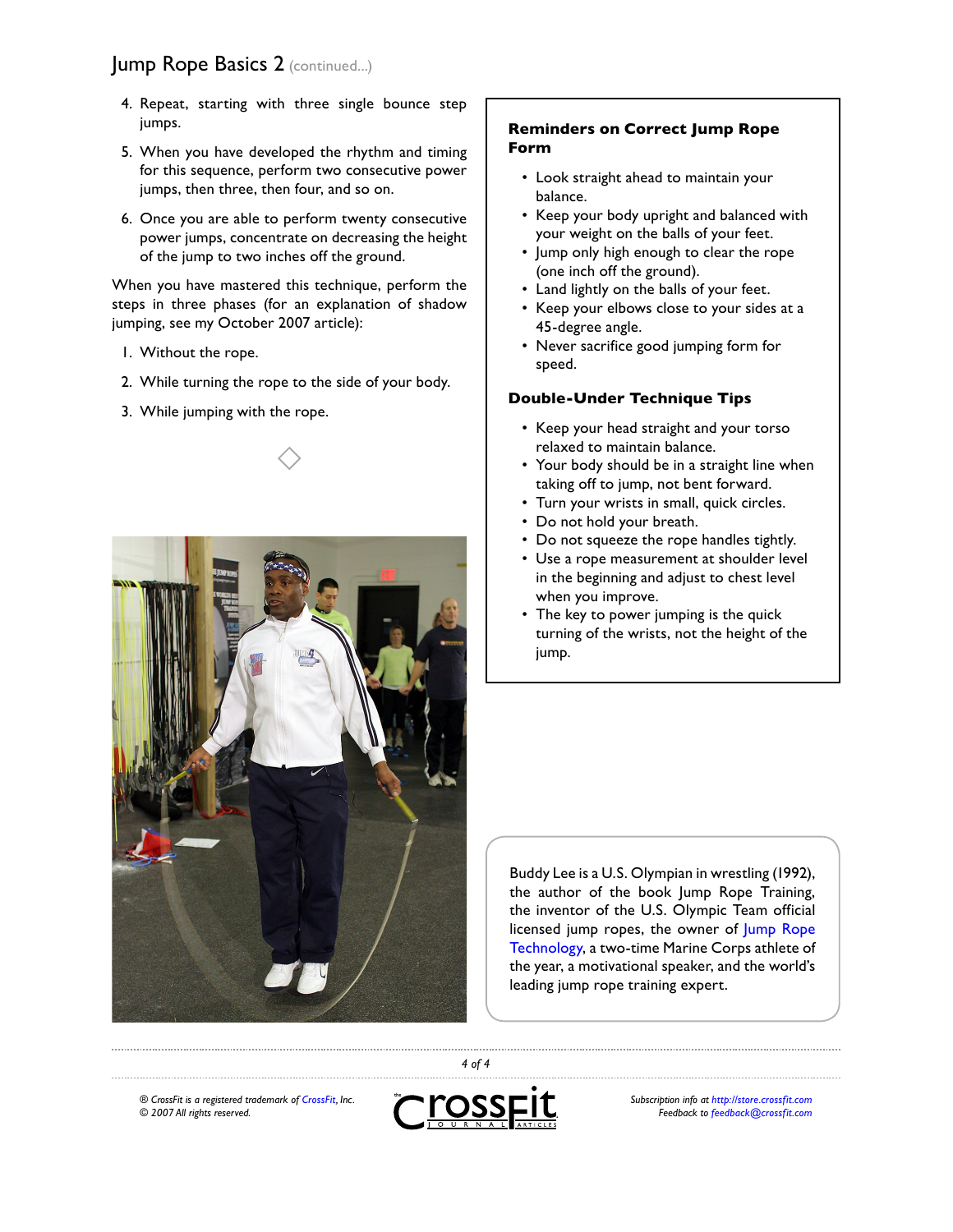4. Repeat, starting with three single bounce step jumps.

5. When you have developed the rhythm and timing for this sequence, perform two consecutive power jumps, then three, then four, and so on.

6. Once you are able to perform twenty consecutive power jumps, concentrate on decreasing the height of the jump to two inches off the ground.

When you have mastered this technique, perform the steps in three phases (for an explanation of shadow jumping, see my October 2007 article):

1. Without the rope.

2. While turning the rope to the side of your body.

3. While jumping with the rope.

◇

### Reminders on Correct Jump Rope Form

- Look straight ahead to maintain your balance.
- Keep your body upright and balanced with your weight on the balls of your feet.
- Jump only high enough to clear the rope (one inch off the ground).
- Land lightly on the balls of your feet.
- Keep your elbows close to your sides at a 45-degree angle.
- Never sacrifice good jumping form for speed.

### Double-Under Technique Tips

- Keep your head straight and your torso relaxed to maintain balance.
- Your body should be in a straight line when taking off to jump, not bent forward.
- Turn your wrists in small, quick circles.
- Do not hold your breath.
- Do not squeeze the rope handles tightly.
- Use a rope measurement at shoulder level in the beginning and adjust to chest level when you improve.
- The key to power jumping is the quick turning of the wrists, not the height of the jump.

Buddy Lee is a U.S. Olympian in wrestling (1992), the author of the book Jump Rope Training, the inventor of the U.S. Olympic Team official licensed jump ropes, the owner of Jump Rope Technology, a two-time Marine Corps athlete of the year, a motivational speaker, and the world's leading jump rope training expert.